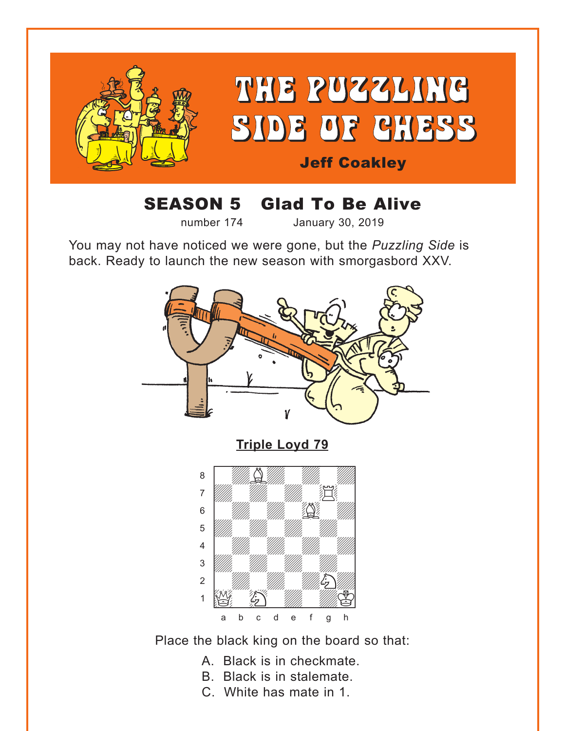# THE PUZZLING SIDE OF CHESS

**Jeff Coakley**

## SEASON 5 Glad To Be Alive

number 174 January 30, 2019

You may not have noticed we were gone, but the *Puzzling Side* is back. Ready to launch the new season with smorgasbord XXV.

### Triple Loyd 79

White: Kh1, Qa1, Rg7, Bc8, Bf6, Nc1, Ng2

Place the black king on the board so that:

A. Black is in checkmate.
B. Black is in stalemate.
C. White has mate in 1.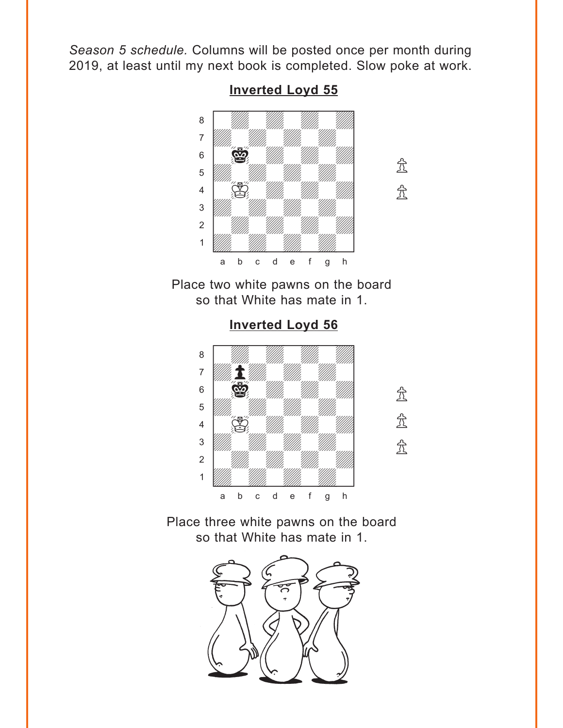*Season 5 schedule.* Columns will be posted once per month during 2019, at least until my next book is completed. Slow poke at work.

## Inverted Loyd 55

Place two white pawns on the board so that White has mate in 1.

## Inverted Loyd 56

Place three white pawns on the board so that White has mate in 1.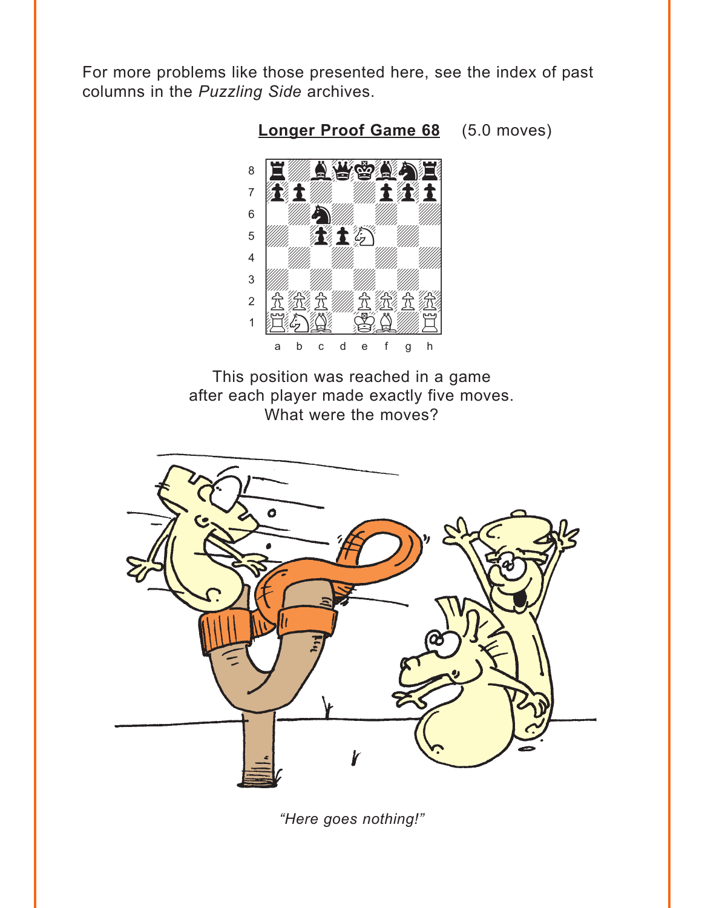For more problems like those presented here, see the index of past columns in the *Puzzling Side* archives.

**Longer Proof Game 68** (5.0 moves)

This position was reached in a game after each player made exactly five moves. What were the moves?

*"Here goes nothing!"*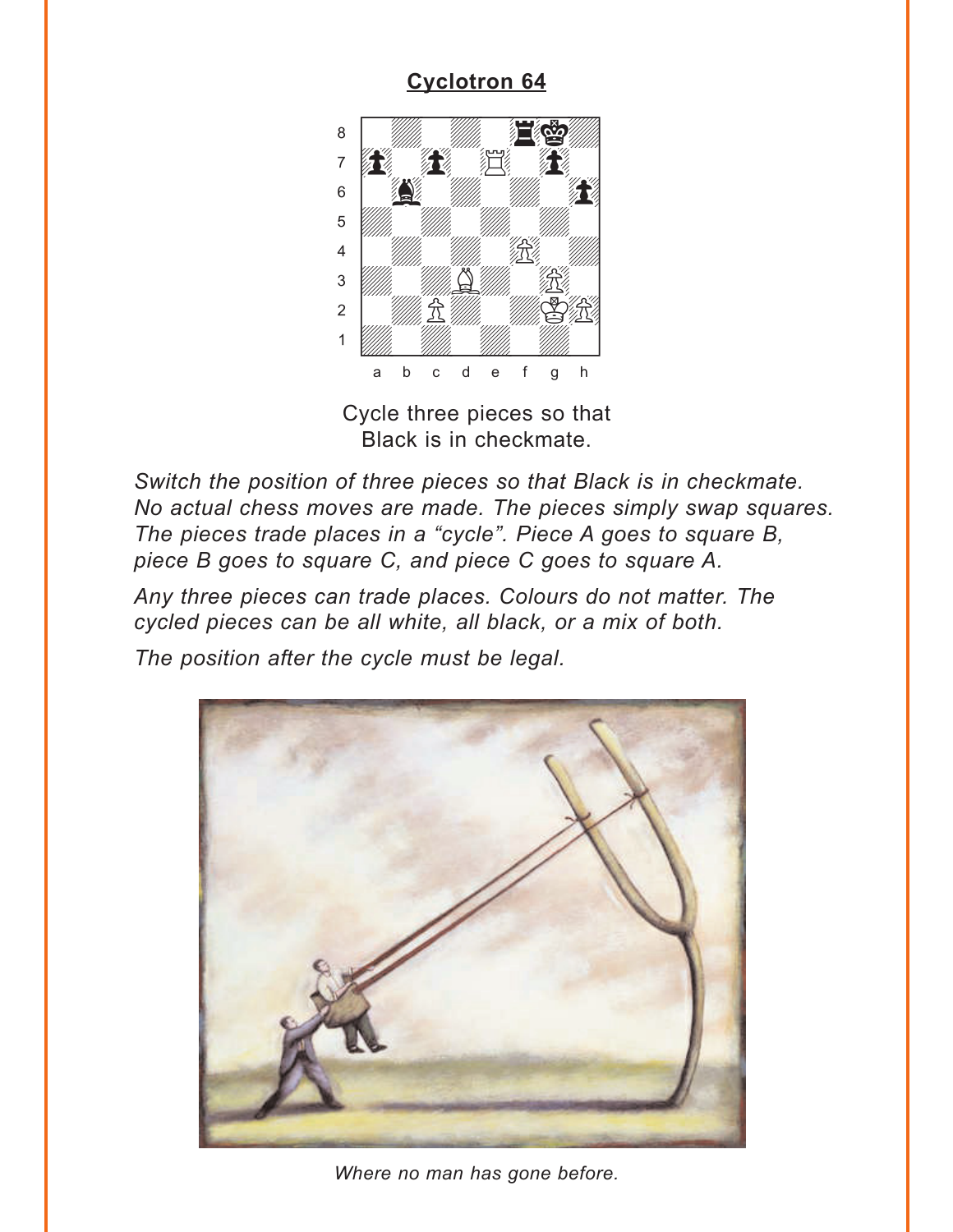## Cyclotron 64

Cycle three pieces so that
Black is in checkmate.

*Switch the position of three pieces so that Black is in checkmate. No actual chess moves are made. The pieces simply swap squares. The pieces trade places in a "cycle". Piece A goes to square B, piece B goes to square C, and piece C goes to square A.*

*Any three pieces can trade places. Colours do not matter. The cycled pieces can be all white, all black, or a mix of both.*

*The position after the cycle must be legal.*

*Where no man has gone before.*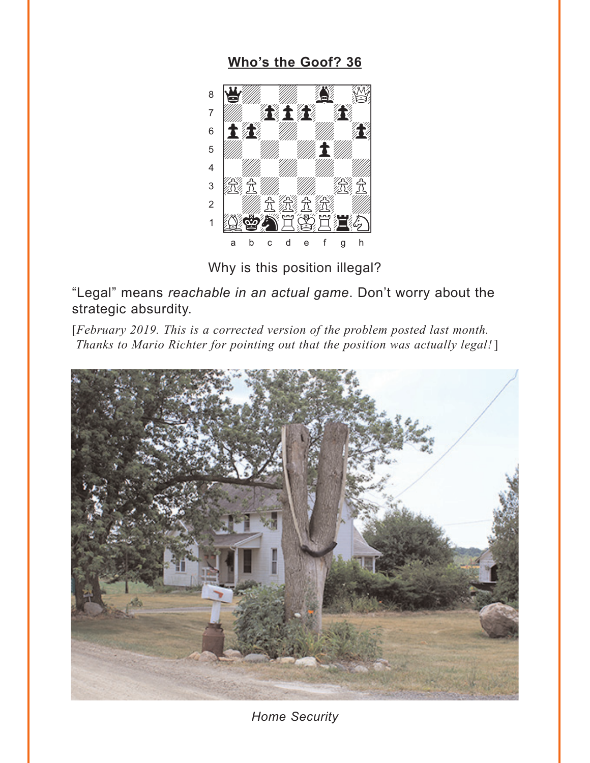## Who's the Goof? 36

Why is this position illegal?

"Legal" means *reachable in an actual game*. Don't worry about the strategic absurdity.

[*February 2019. This is a corrected version of the problem posted last month. Thanks to Mario Richter for pointing out that the position was actually legal!*]

*Home Security*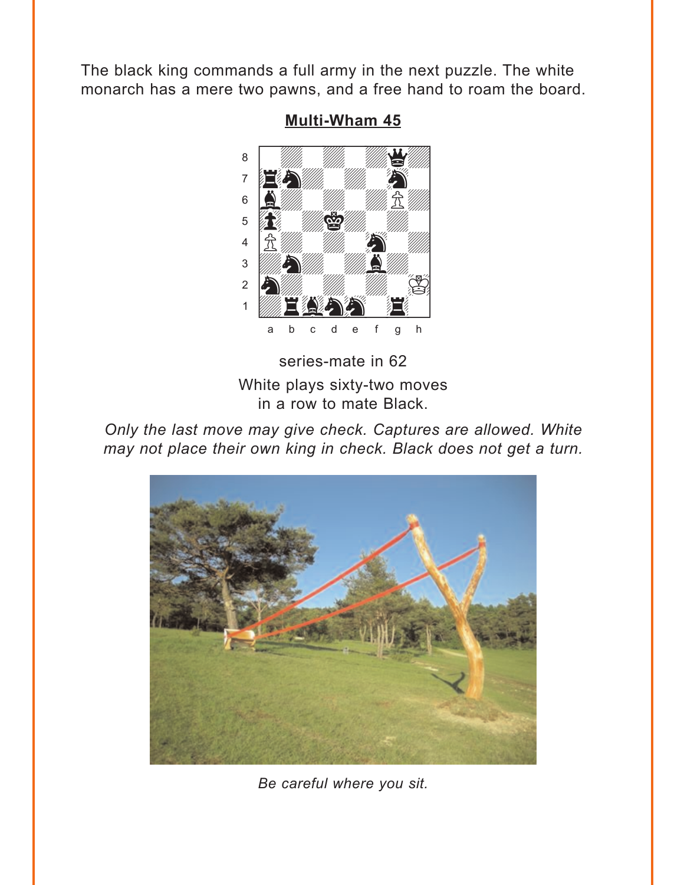The black king commands a full army in the next puzzle. The white monarch has a mere two pawns, and a free hand to roam the board.

**Multi-Wham 45**

series-mate in 62

White plays sixty-two moves in a row to mate Black.

*Only the last move may give check. Captures are allowed. White may not place their own king in check. Black does not get a turn.*

*Be careful where you sit.*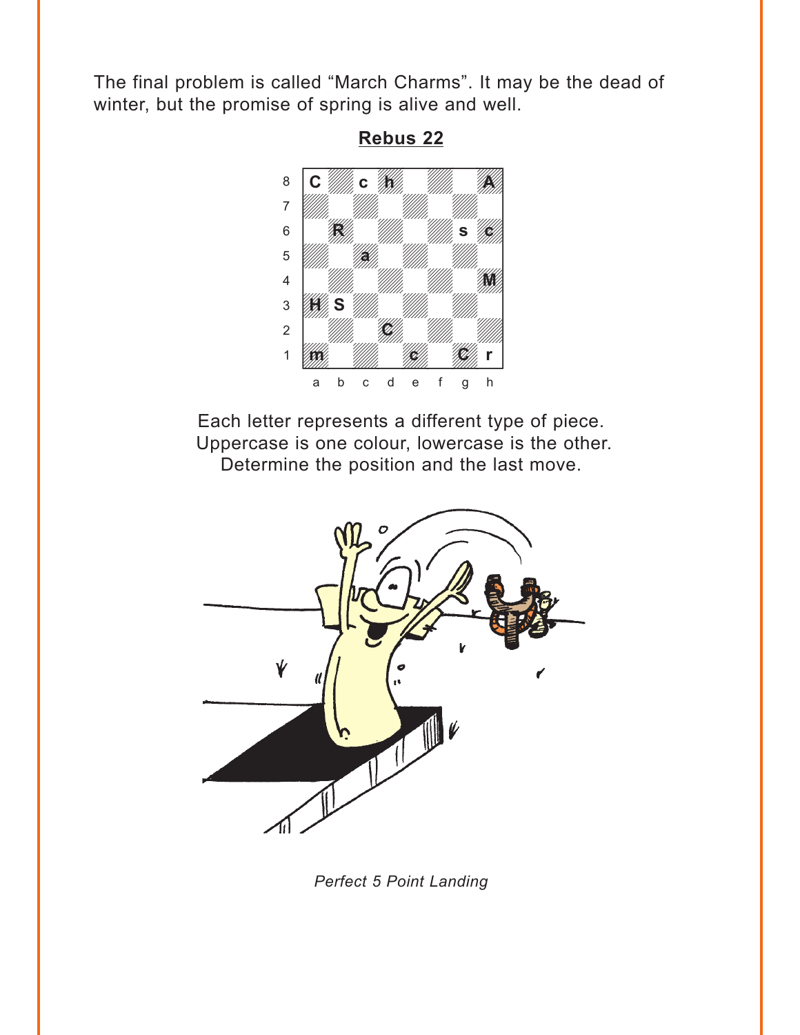The final problem is called "March Charms". It may be the dead of winter, but the promise of spring is alive and well.

## Rebus 22

| | a | b | c | d | e | f | g | h |
|---|---|---|---|---|---|---|---|---|
| 8 | C | | c | h | | | | A |
| 7 | | | | | | | | |
| 6 | | R | | | | | s | c |
| 5 | | | a | | | | | |
| 4 | | | | | | | | M |
| 3 | H | S | | | | | | |
| 2 | | | | C | | | | |
| 1 | m | | | | c | | C | r |

Each letter represents a different type of piece.
Uppercase is one colour, lowercase is the other.
Determine the position and the last move.

*Perfect 5 Point Landing*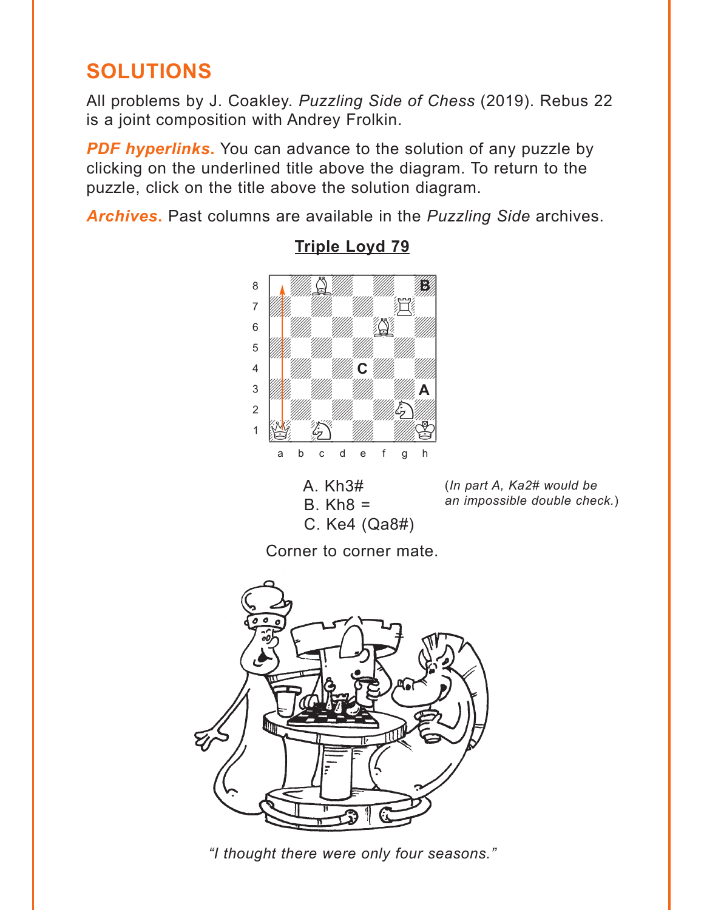## SOLUTIONS

All problems by J. Coakley. *Puzzling Side of Chess* (2019). Rebus 22 is a joint composition with Andrey Frolkin.

***PDF hyperlinks.*** You can advance to the solution of any puzzle by clicking on the underlined title above the diagram. To return to the puzzle, click on the title above the solution diagram.

***Archives.*** Past columns are available in the *Puzzling Side* archives.

### Triple Loyd 79

A. Kh3#
B. Kh8 =
C. Ke4 (Qa8#)

(*In part A, Ka2# would be an impossible double check.*)

Corner to corner mate.

*"I thought there were only four seasons."*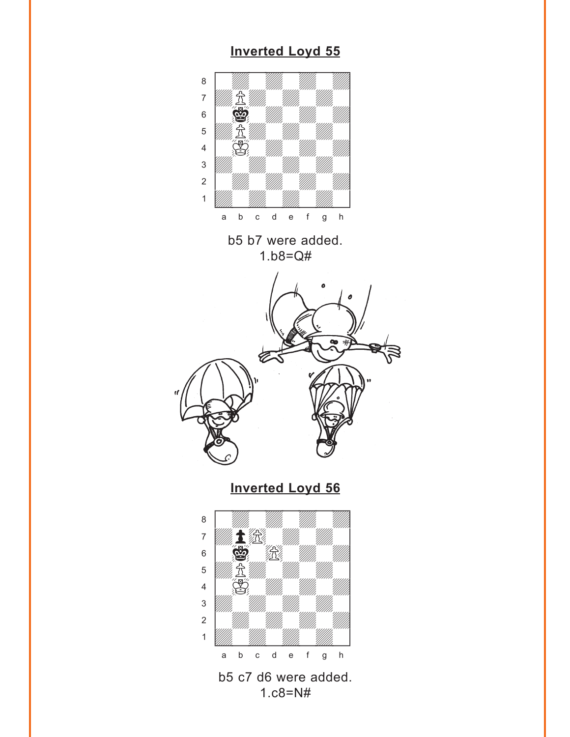## Inverted Loyd 55

b5 b7 were added.
1.b8=Q#

## Inverted Loyd 56

b5 c7 d6 were added.
1.c8=N#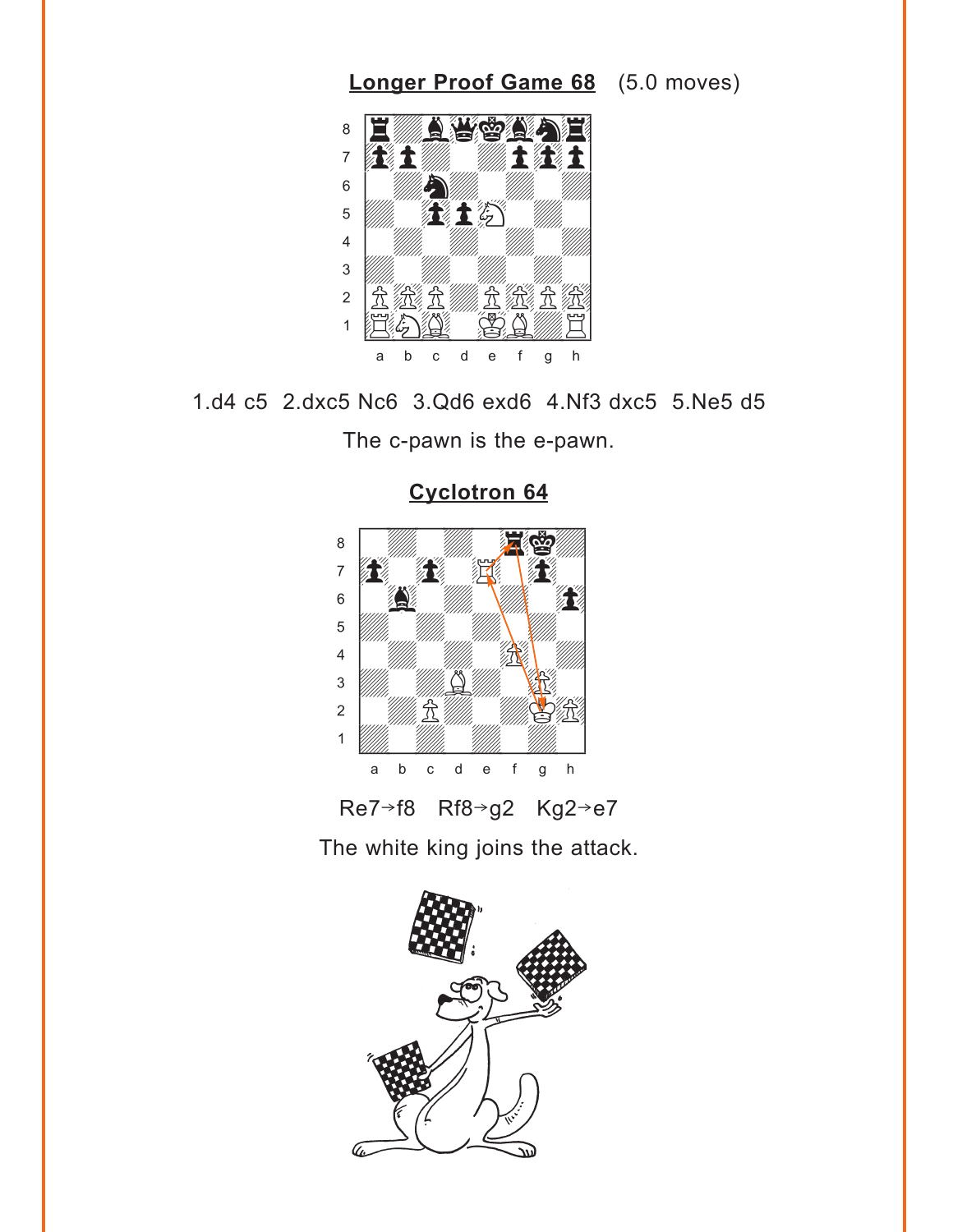## Longer Proof Game 68 (5.0 moves)

1.d4 c5 2.dxc5 Nc6 3.Qd6 exd6 4.Nf3 dxc5 5.Ne5 d5

The c-pawn is the e-pawn.

## Cyclotron 64

Re7→f8 Rf8→g2 Kg2→e7

The white king joins the attack.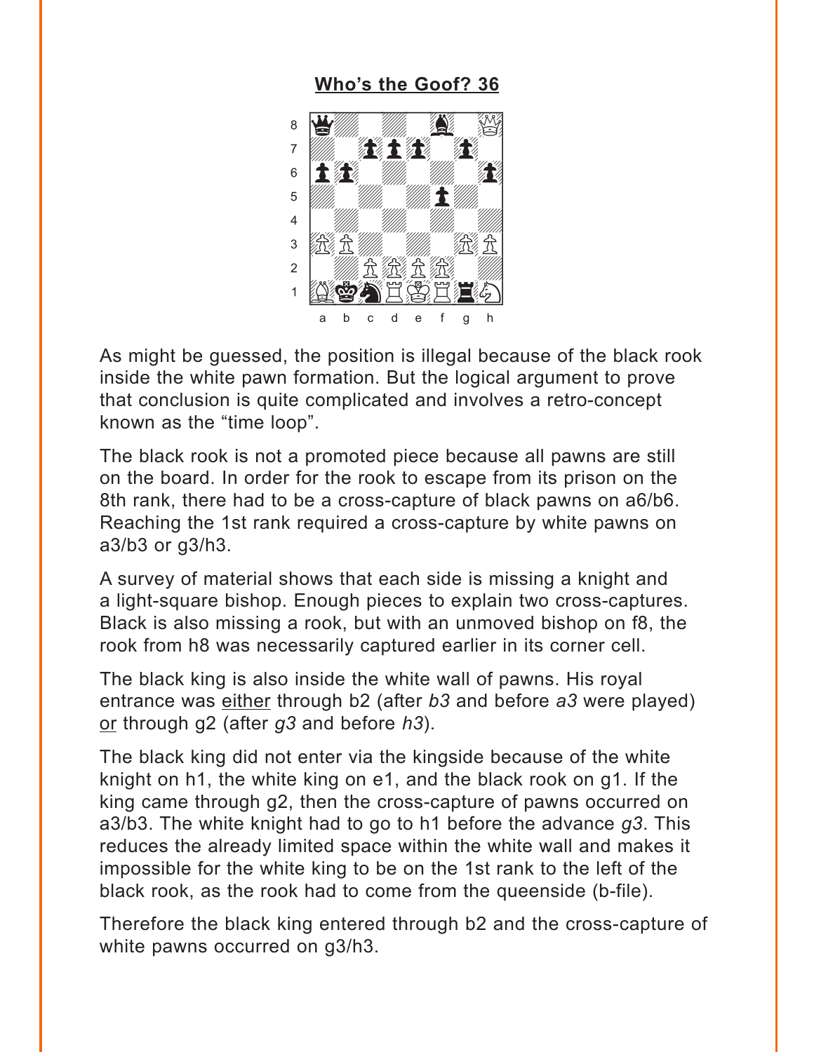## Who's the Goof? 36

As might be guessed, the position is illegal because of the black rook inside the white pawn formation. But the logical argument to prove that conclusion is quite complicated and involves a retro-concept known as the "time loop".

The black rook is not a promoted piece because all pawns are still on the board. In order for the rook to escape from its prison on the 8th rank, there had to be a cross-capture of black pawns on a6/b6. Reaching the 1st rank required a cross-capture by white pawns on a3/b3 or g3/h3.

A survey of material shows that each side is missing a knight and a light-square bishop. Enough pieces to explain two cross-captures. Black is also missing a rook, but with an unmoved bishop on f8, the rook from h8 was necessarily captured earlier in its corner cell.

The black king is also inside the white wall of pawns. His royal entrance was either through b2 (after *b3* and before *a3* were played) or through g2 (after *g3* and before *h3*).

The black king did not enter via the kingside because of the white knight on h1, the white king on e1, and the black rook on g1. If the king came through g2, then the cross-capture of pawns occurred on a3/b3. The white knight had to go to h1 before the advance *g3*. This reduces the already limited space within the white wall and makes it impossible for the white king to be on the 1st rank to the left of the black rook, as the rook had to come from the queenside (b-file).

Therefore the black king entered through b2 and the cross-capture of white pawns occurred on g3/h3.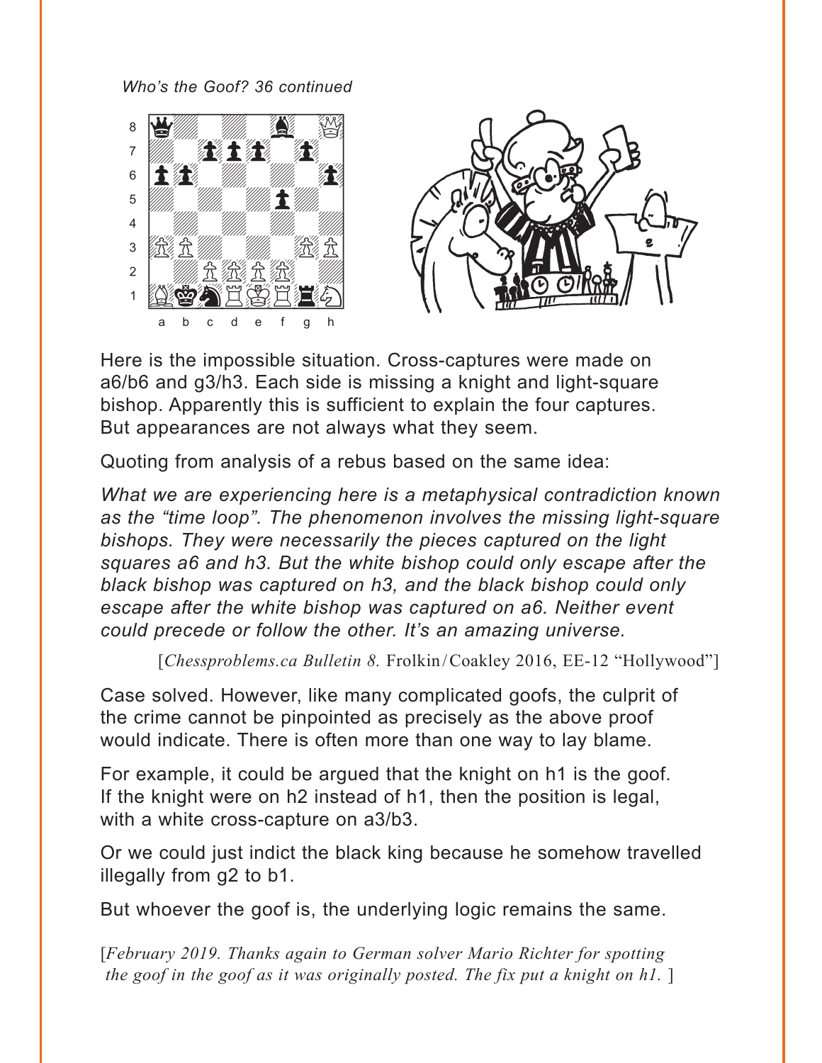*Who's the Goof? 36 continued*

Here is the impossible situation. Cross-captures were made on a6/b6 and g3/h3. Each side is missing a knight and light-square bishop. Apparently this is sufficient to explain the four captures. But appearances are not always what they seem.

Quoting from analysis of a rebus based on the same idea:

*What we are experiencing here is a metaphysical contradiction known as the "time loop". The phenomenon involves the missing light-square bishops. They were necessarily the pieces captured on the light squares a6 and h3. But the white bishop could only escape after the black bishop was captured on h3, and the black bishop could only escape after the white bishop was captured on a6. Neither event could precede or follow the other. It's an amazing universe.*

[*Chessproblems.ca Bulletin 8.* Frolkin/Coakley 2016, EE-12 "Hollywood"]

Case solved. However, like many complicated goofs, the culprit of the crime cannot be pinpointed as precisely as the above proof would indicate. There is often more than one way to lay blame.

For example, it could be argued that the knight on h1 is the goof. If the knight were on h2 instead of h1, then the position is legal, with a white cross-capture on a3/b3.

Or we could just indict the black king because he somehow travelled illegally from g2 to b1.

But whoever the goof is, the underlying logic remains the same.

[*February 2019. Thanks again to German solver Mario Richter for spotting the goof in the goof as it was originally posted. The fix put a knight on h1.* ]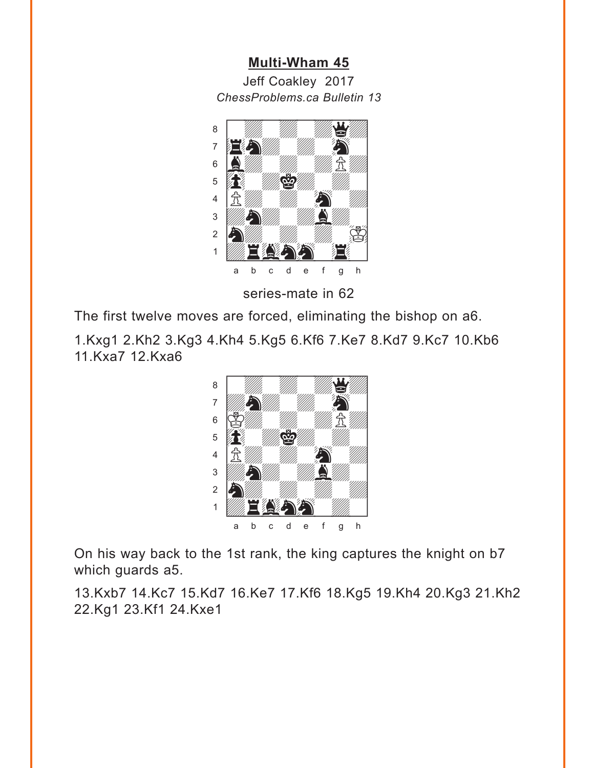## Multi-Wham 45

Jeff Coakley 2017

*ChessProblems.ca Bulletin 13*

series-mate in 62

The first twelve moves are forced, eliminating the bishop on a6.

1.Kxg1 2.Kh2 3.Kg3 4.Kh4 5.Kg5 6.Kf6 7.Ke7 8.Kd7 9.Kc7 10.Kb6 11.Kxa7 12.Kxa6

On his way back to the 1st rank, the king captures the knight on b7 which guards a5.

13.Kxb7 14.Kc7 15.Kd7 16.Ke7 17.Kf6 18.Kg5 19.Kh4 20.Kg3 21.Kh2 22.Kg1 23.Kf1 24.Kxe1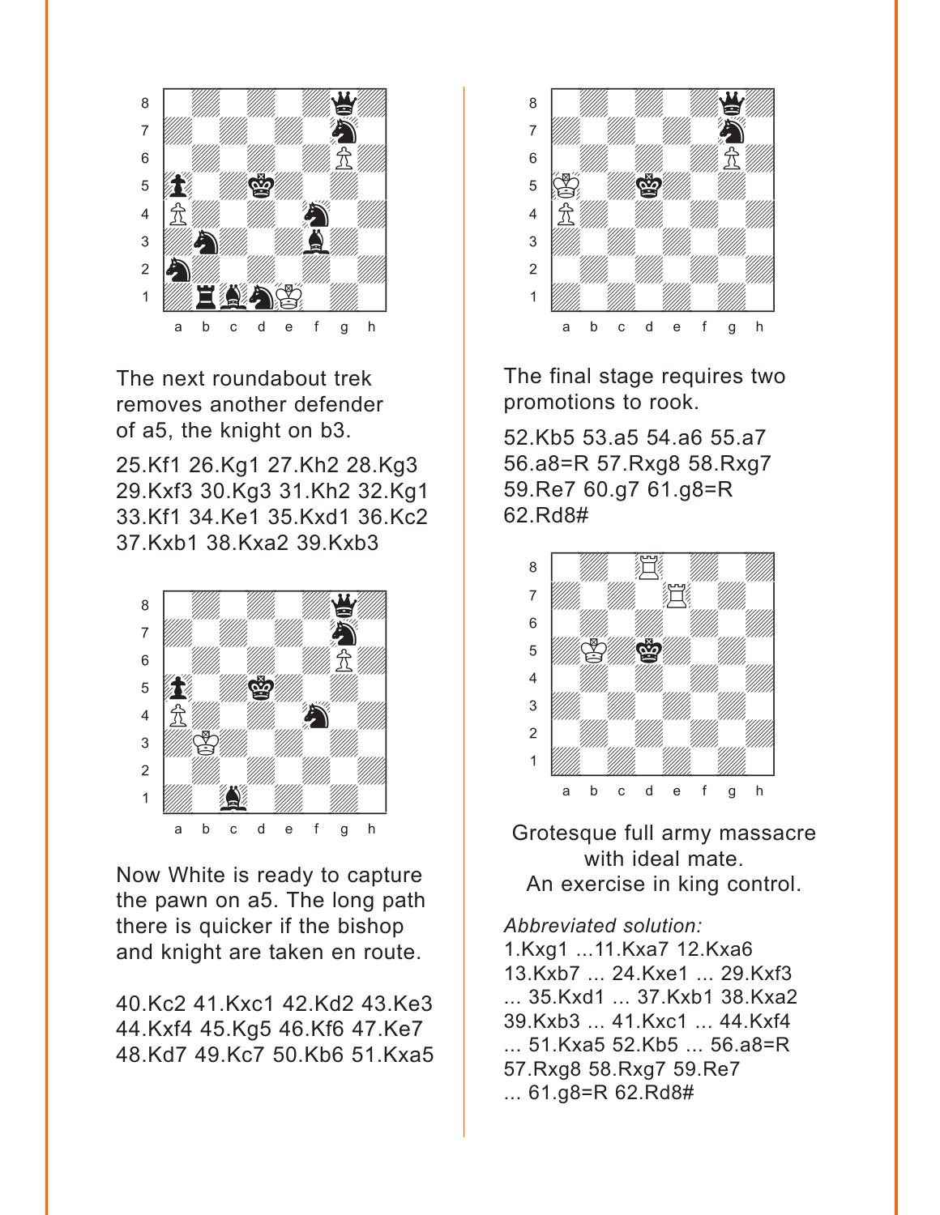The next roundabout trek removes another defender of a5, the knight on b3.

25.Kf1 26.Kg1 27.Kh2 28.Kg3 29.Kxf3 30.Kg3 31.Kh2 32.Kg1 33.Kf1 34.Ke1 35.Kxd1 36.Kc2 37.Kxb1 38.Kxa2 39.Kxb3

Now White is ready to capture the pawn on a5. The long path there is quicker if the bishop and knight are taken en route.

40.Kc2 41.Kxc1 42.Kd2 43.Ke3 44.Kxf4 45.Kg5 46.Kf6 47.Ke7 48.Kd7 49.Kc7 50.Kb6 51.Kxa5

The final stage requires two promotions to rook.

52.Kb5 53.a5 54.a6 55.a7 56.a8=R 57.Rxg8 58.Rxg7 59.Re7 60.g7 61.g8=R 62.Rd8#

Grotesque full army massacre with ideal mate.
An exercise in king control.

*Abbreviated solution:*
1.Kxg1 ...11.Kxa7 12.Kxa6 13.Kxb7 ... 24.Kxe1 ... 29.Kxf3 ... 35.Kxd1 ... 37.Kxb1 38.Kxa2 39.Kxb3 ... 41.Kxc1 ... 44.Kxf4 ... 51.Kxa5 52.Kb5 ... 56.a8=R 57.Rxg8 58.Rxg7 59.Re7 ... 61.g8=R 62.Rd8#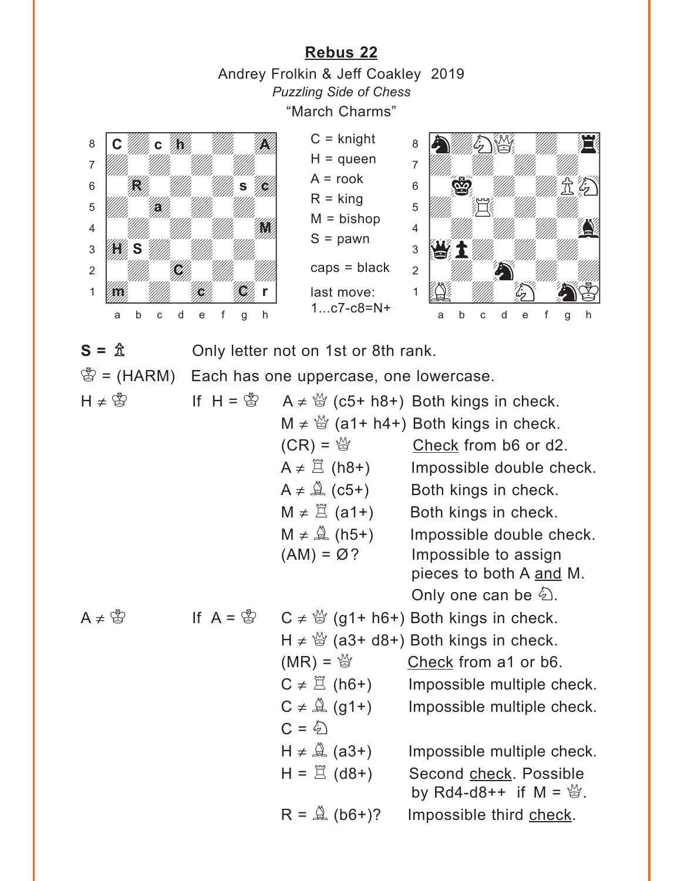# Rebus 22

Andrey Frolkin & Jeff Coakley 2019
*Puzzling Side of Chess*
"March Charms"

| | a | b | c | d | e | f | g | h |
|---|---|---|---|---|---|---|---|---|
| 8 | C | | c | h | | | | A |
| 7 | | | | | | | | |
| 6 | | R | | | | | s | c |
| 5 | | | a | | | | | |
| 4 | | | | | | | | M |
| 3 | H | S | | | | | | |
| 2 | | | | C | | | | |
| 1 | m | | | | c | | C | r |

C = knight
H = queen
A = rook
R = king
M = bishop
S = pawn

caps = black

last move:
1...c7-c8=N+

| | a | b | c | d | e | f | g | h |
|---|---|---|---|---|---|---|---|---|
| 8 | ♞ | | ♘ | ♕ | | | | ♜ |
| 7 | | | | | | | | |
| 6 | | ♚ | | | | | ♙ | ♘ |
| 5 | | | ♖ | | | | | |
| 4 | | | | | | | | ♝ |
| 3 | ♛ | ♟ | | | | | | |
| 2 | | | | ♞ | | | | |
| 1 | ♗ | | | | ♘ | | ♞ | ♔ |

S = ♙ Only letter not on 1st or 8th rank.

♔ = (HARM) Each has one uppercase, one lowercase.

H ≠ ♔ If H = ♔
- A ≠ ♕ (c5+ h8+) Both kings in check.
- M ≠ ♕ (a1+ h4+) Both kings in check.
- (CR) = ♕ Check from b6 or d2.
- A ≠ ♖ (h8+) Impossible double check.
- A ≠ ♗ (c5+) Both kings in check.
- M ≠ ♖ (a1+) Both kings in check.
- M ≠ ♗ (h5+) Impossible double check.
- (AM) = Ø? Impossible to assign pieces to both A and M. Only one can be ♘.

A ≠ ♔ If A = ♔
- C ≠ ♕ (g1+ h6+) Both kings in check.
- H ≠ ♕ (a3+ d8+) Both kings in check.
- (MR) = ♕ Check from a1 or b6.
- C ≠ ♖ (h6+) Impossible multiple check.
- C ≠ ♗ (g1+) Impossible multiple check.
- C = ♘
- H ≠ ♗ (a3+) Impossible multiple check.
- H = ♖ (d8+) Second check. Possible by Rd4-d8++ if M = ♕.
- R = ♗ (b6+)? Impossible third check.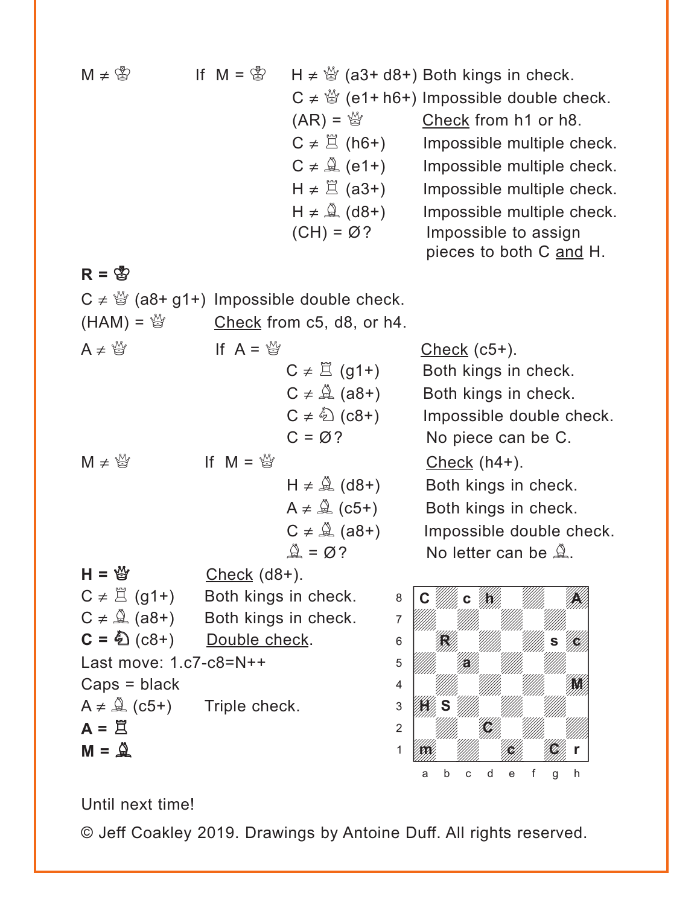M ≠ ♔ If M = ♔ H ≠ ♕ (a3+ d8+) Both kings in check.

C ≠ ♕ (e1+ h6+) Impossible double check.

(AR) = ♕ Check from h1 or h8.

C ≠ ♖ (h6+) Impossible multiple check.

C ≠ ♗ (e1+) Impossible multiple check.

H ≠ ♖ (a3+) Impossible multiple check.

H ≠ ♗ (d8+) Impossible multiple check.

(CH) = Ø? Impossible to assign pieces to both C and H.

**R = ♔**

C ≠ ♕ (a8+ g1+) Impossible double check.

(HAM) = ♕ Check from c5, d8, or h4.

A ≠ ♕ If A = ♕ Check (c5+).

C ≠ ♖ (g1+) Both kings in check.

C ≠ ♗ (a8+) Both kings in check.

C ≠ ♘ (c8+) Impossible double check.

C = Ø? No piece can be C.

M ≠ ♕ If M = ♕ Check (h4+).

H ≠ ♗ (d8+) Both kings in check.

A ≠ ♗ (c5+) Both kings in check.

C ≠ ♗ (a8+) Impossible double check.

♗ = Ø? No letter can be ♗.

**H = ♕** Check (d8+).

C ≠ ♖ (g1+) Both kings in check.

C ≠ ♗ (a8+) Both kings in check.

**C = ♘** (c8+) Double check.

Last move: 1.c7-c8=N++

Caps = black

A ≠ ♗ (c5+) Triple check.

**A = ♖**

**M = ♗**

| | a | b | c | d | e | f | g | h |
|---|---|---|---|---|---|---|---|---|
| 8 | C | | c | h | | | | A |
| 7 | | | | | | | | |
| 6 | | R | | | | | s | c |
| 5 | | | a | | | | | |
| 4 | | | | | | | | M |
| 3 | H | S | | | | | | |
| 2 | | | | C | | | | |
| 1 | m | | | | c | | C | r |

Until next time!

© Jeff Coakley 2019. Drawings by Antoine Duff. All rights reserved.